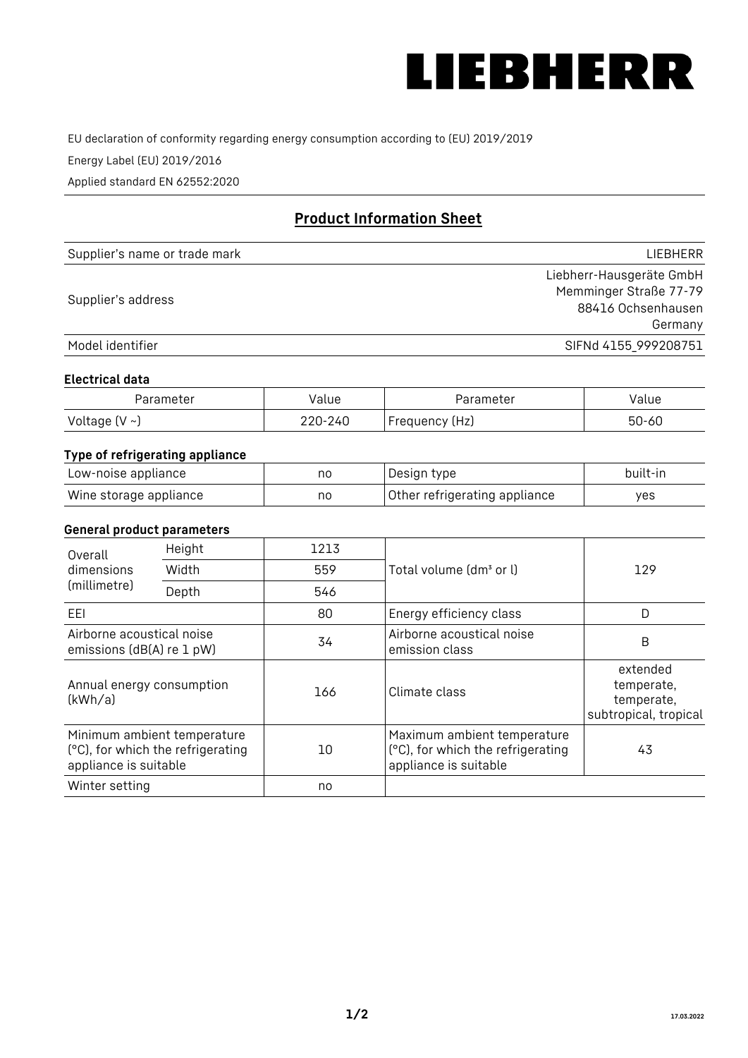LIEBHERR

EU declaration of conformity regarding energy consumption according to (EU) 2019/2019

Energy Label (EU) 2019/2016

Applied standard EN 62552:2020

## Product Information Sheet

| | |
|---|---|
| Supplier's name or trade mark | LIEBHERR |
| Supplier's address | Liebherr-Hausgeräte GmbH<br>Memminger Straße 77-79<br>88416 Ochsenhausen<br>Germany |
| Model identifier | SIFNd 4155_999208751 |

### Electrical data

| Parameter | Value | Parameter | Value |
|---|---|---|---|
| Voltage (V ~) | 220-240 | Frequency (Hz) | 50-60 |

### Type of refrigerating appliance

| | | | |
|---|---|---|---|
| Low-noise appliance | no | Design type | built-in |
| Wine storage appliance | no | Other refrigerating appliance | yes |

### General product parameters

| | | | | |
|---|---|---|---|---|
| Overall dimensions (millimetre) | Height | 1213 | Total volume (dm³ or l) | 129 |
| | Width | 559 | | |
| | Depth | 546 | | |
| EEI | | 80 | Energy efficiency class | D |
| Airborne acoustical noise emissions (dB(A) re 1 pW) | | 34 | Airborne acoustical noise emission class | B |
| Annual energy consumption (kWh/a) | | 166 | Climate class | extended temperate, temperate, subtropical, tropical |
| Minimum ambient temperature (°C), for which the refrigerating appliance is suitable | | 10 | Maximum ambient temperature (°C), for which the refrigerating appliance is suitable | 43 |
| Winter setting | | no | | |

17.03.2022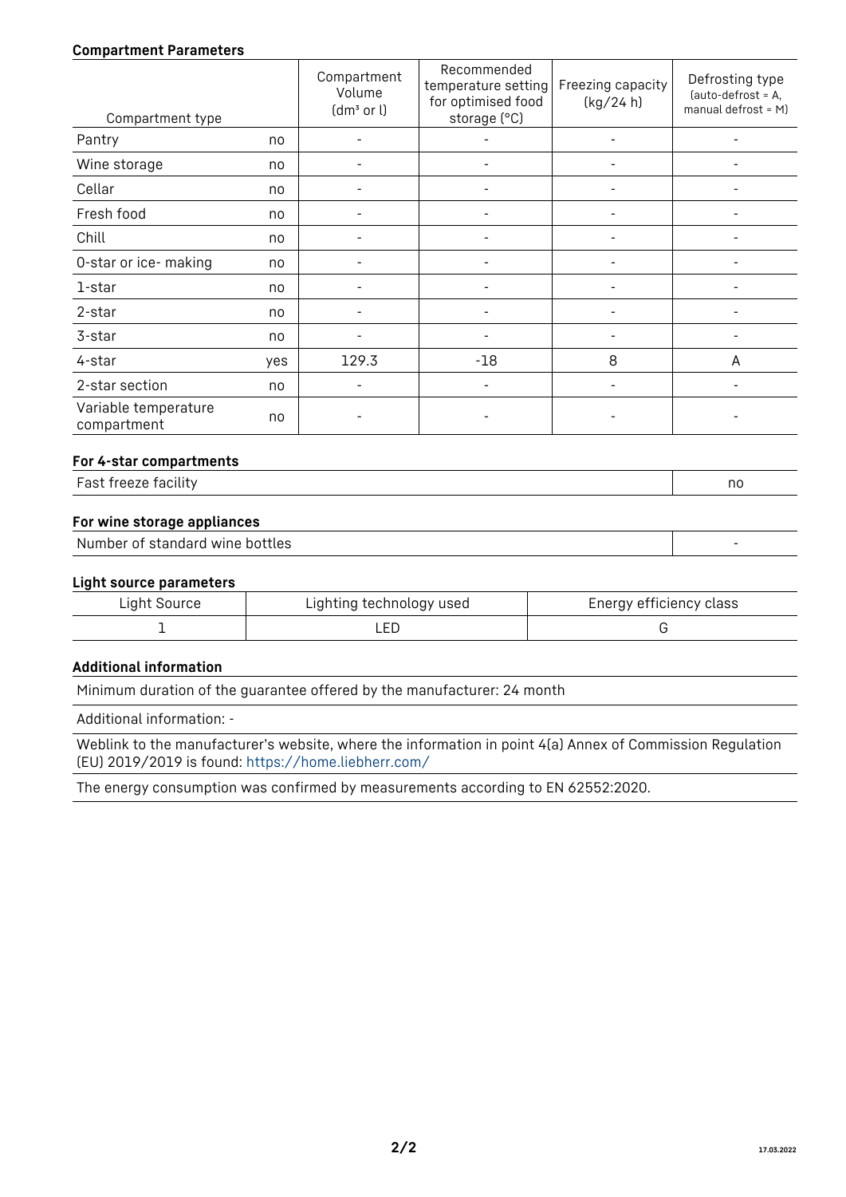**Compartment Parameters**

| Compartment type | | Compartment Volume (dm³ or l) | Recommended temperature setting for optimised food storage (°C) | Freezing capacity (kg/24 h) | Defrosting type (auto-defrost = A, manual defrost = M) |
|---|---|---|---|---|---|
| Pantry | no | - | - | - | - |
| Wine storage | no | - | - | - | - |
| Cellar | no | - | - | - | - |
| Fresh food | no | - | - | - | - |
| Chill | no | - | - | - | - |
| 0-star or ice- making | no | - | - | - | - |
| 1-star | no | - | - | - | - |
| 2-star | no | - | - | - | - |
| 3-star | no | - | - | - | - |
| 4-star | yes | 129.3 | -18 | 8 | A |
| 2-star section | no | - | - | - | - |
| Variable temperature compartment | no | - | - | - | - |

**For 4-star compartments**

| | |
|---|---|
| Fast freeze facility | no |

**For wine storage appliances**

| | |
|---|---|
| Number of standard wine bottles | - |

**Light source parameters**

| Light Source | Lighting technology used | Energy efficiency class |
|---|---|---|
| 1 | LED | G |

**Additional information**

Minimum duration of the guarantee offered by the manufacturer: 24 month

Additional information: -

Weblink to the manufacturer's website, where the information in point 4(a) Annex of Commission Regulation (EU) 2019/2019 is found: https://home.liebherr.com/

The energy consumption was confirmed by measurements according to EN 62552:2020.

17.03.2022